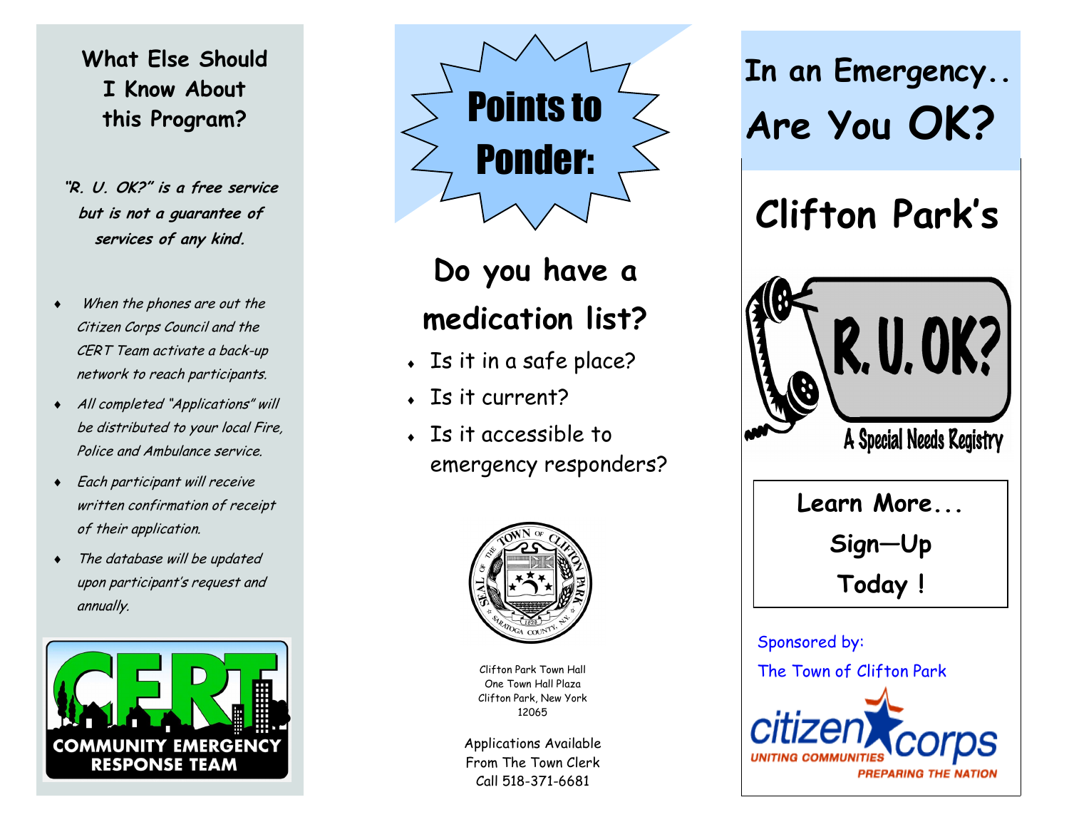## What Else Should I Know About this Program?

***"R. U. OK?" is a free service but is not a guarantee of services of any kind.***

- *When the phones are out the Citizen Corps Council and the CERT Team activate a back-up network to reach participants.*
- *All completed "Applications" will be distributed to your local Fire, Police and Ambulance service.*
- *Each participant will receive written confirmation of receipt of their application.*
- *The database will be updated upon participant's request and annually.*

COMMUNITY EMERGENCY RESPONSE TEAM

# Points to Ponder:

## Do you have a medication list?

- Is it in a safe place?
- Is it current?
- Is it accessible to emergency responders?

Clifton Park Town Hall
One Town Hall Plaza
Clifton Park, New York
12065

Applications Available
From The Town Clerk
Call 518-371-6681

# In an Emergency.. Are You OK?

# Clifton Park's

# R. U. OK?

A Special Needs Registry

**Learn More...**
**Sign—Up**
**Today !**

Sponsored by:
The Town of Clifton Park

citizen corps
UNITING COMMUNITIES PREPARING THE NATION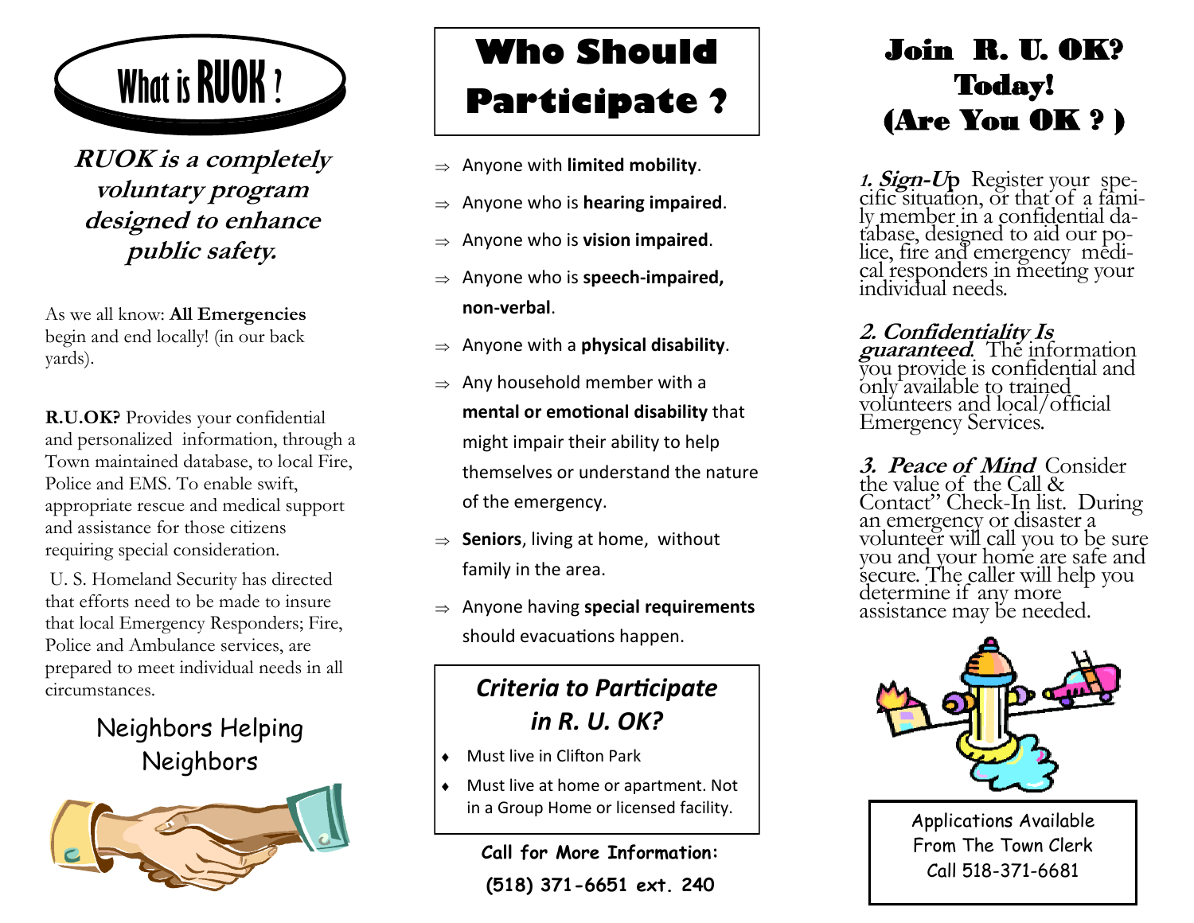# What is RUOK ?

***RUOK is a completely voluntary program designed to enhance public safety.***

As we all know: **All Emergencies** begin and end locally! (in our back yards).

**R.U.OK?** Provides your confidential and personalized information, through a Town maintained database, to local Fire, Police and EMS. To enable swift, appropriate rescue and medical support and assistance for those citizens requiring special consideration.

U. S. Homeland Security has directed that efforts need to be made to insure that local Emergency Responders; Fire, Police and Ambulance services, are prepared to meet individual needs in all circumstances.

Neighbors Helping Neighbors

# Who Should Participate ?

- ⇒ Anyone with **limited mobility**.
- ⇒ Anyone who is **hearing impaired**.
- ⇒ Anyone who is **vision impaired**.
- ⇒ Anyone who is **speech-impaired, non-verbal**.
- ⇒ Anyone with a **physical disability**.
- ⇒ Any household member with a **mental or emotional disability** that might impair their ability to help themselves or understand the nature of the emergency.
- ⇒ **Seniors**, living at home, without family in the area.
- ⇒ Anyone having **special requirements** should evacuations happen.

## *Criteria to Participate in R. U. OK?*

- ♦ Must live in Clifton Park
- ♦ Must live at home or apartment. Not in a Group Home or licensed facility.

**Call for More Information:**

**(518) 371-6651 ext. 240**

# Join R. U. OK? Today! (Are You OK ? )

***1. Sign-Up*** Register your specific situation, or that of a family member in a confidential database, designed to aid our police, fire and emergency medical responders in meeting your individual needs.

***2. Confidentiality Is guaranteed***. The information you provide is confidential and only available to trained volunteers and local/official Emergency Services.

***3. Peace of Mind*** Consider the value of the Call & Contact" Check-In list. During an emergency or disaster a volunteer will call you to be sure you and your home are safe and secure. The caller will help you determine if any more assistance may be needed.

Applications Available From The Town Clerk Call 518-371-6681